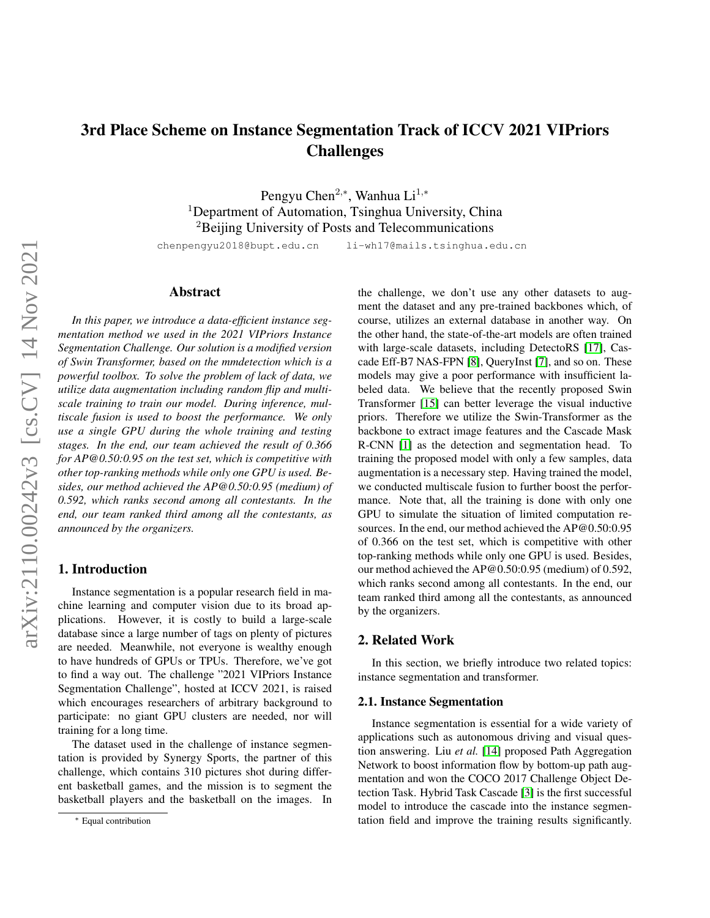# 3rd Place Scheme on Instance Segmentation Track of ICCV 2021 VIPriors Challenges

Pengyu Chen[2,*], Wanhua Li[1,*]
[1]Department of Automation, Tsinghua University, China
[2]Beijing University of Posts and Telecommunications

chenpengyu2018@bupt.edu.cn   li-wh17@mails.tsinghua.edu.cn

## Abstract

*In this paper, we introduce a data-efficient instance segmentation method we used in the 2021 VIPriors Instance Segmentation Challenge. Our solution is a modified version of Swin Transformer, based on the mmdetection which is a powerful toolbox. To solve the problem of lack of data, we utilize data augmentation including random flip and multiscale training to train our model. During inference, multiscale fusion is used to boost the performance. We only use a single GPU during the whole training and testing stages. In the end, our team achieved the result of 0.366 for AP@0.50:0.95 on the test set, which is competitive with other top-ranking methods while only one GPU is used. Besides, our method achieved the AP@0.50:0.95 (medium) of 0.592, which ranks second among all contestants. In the end, our team ranked third among all the contestants, as announced by the organizers.*

## 1. Introduction

Instance segmentation is a popular research field in machine learning and computer vision due to its broad applications. However, it is costly to build a large-scale database since a large number of tags on plenty of pictures are needed. Meanwhile, not everyone is wealthy enough to have hundreds of GPUs or TPUs. Therefore, we've got to find a way out. The challenge "2021 VIPriors Instance Segmentation Challenge", hosted at ICCV 2021, is raised which encourages researchers of arbitrary background to participate: no giant GPU clusters are needed, nor will training for a long time.

The dataset used in the challenge of instance segmentation is provided by Synergy Sports, the partner of this challenge, which contains 310 pictures shot during different basketball games, and the mission is to segment the basketball players and the basketball on the images. In the challenge, we don't use any other datasets to augment the dataset and any pre-trained backbones which, of course, utilizes an external database in another way. On the other hand, the state-of-the-art models are often trained with large-scale datasets, including DetectoRS [17], Cascade Eff-B7 NAS-FPN [8], QueryInst [7], and so on. These models may give a poor performance with insufficient labeled data. We believe that the recently proposed Swin Transformer [15] can better leverage the visual inductive priors. Therefore we utilize the Swin-Transformer as the backbone to extract image features and the Cascade Mask R-CNN [1] as the detection and segmentation head. To training the proposed model with only a few samples, data augmentation is a necessary step. Having trained the model, we conducted multiscale fusion to further boost the performance. Note that, all the training is done with only one GPU to simulate the situation of limited computation resources. In the end, our method achieved the AP@0.50:0.95 of 0.366 on the test set, which is competitive with other top-ranking methods while only one GPU is used. Besides, our method achieved the AP@0.50:0.95 (medium) of 0.592, which ranks second among all contestants. In the end, our team ranked third among all the contestants, as announced by the organizers.

## 2. Related Work

In this section, we briefly introduce two related topics: instance segmentation and transformer.

### 2.1. Instance Segmentation

Instance segmentation is essential for a wide variety of applications such as autonomous driving and visual question answering. Liu *et al.* [14] proposed Path Aggregation Network to boost information flow by bottom-up path augmentation and won the COCO 2017 Challenge Object Detection Task. Hybrid Task Cascade [3] is the first successful model to introduce the cascade into the instance segmentation field and improve the training results significantly.

* Equal contribution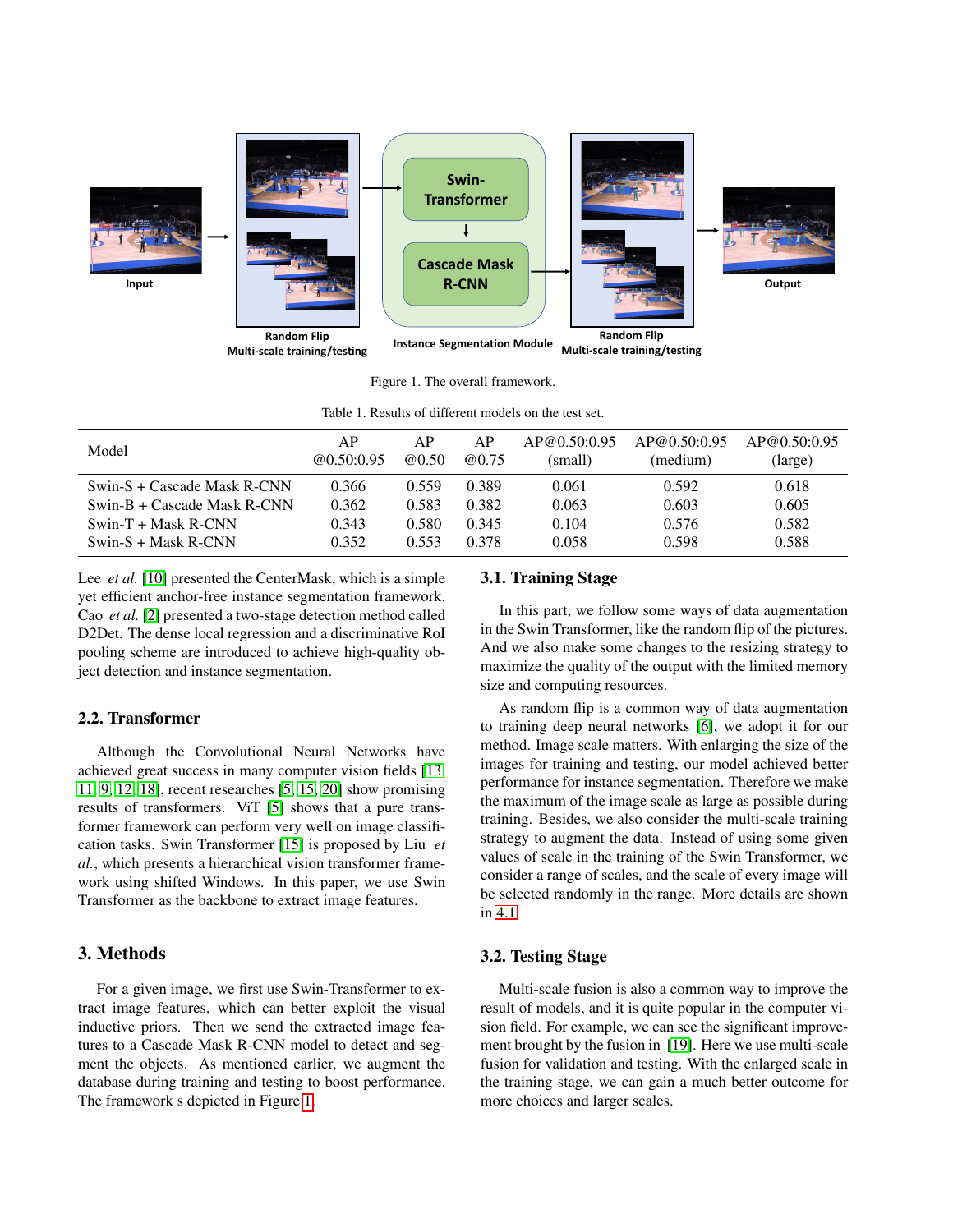Figure 1. The overall framework.

Table 1. Results of different models on the test set.

| Model | AP @0.50:0.95 | AP @0.50 | AP @0.75 | AP@0.50:0.95 (small) | AP@0.50:0.95 (medium) | AP@0.50:0.95 (large) |
|---|---|---|---|---|---|---|
| Swin-S + Cascade Mask R-CNN | 0.366 | 0.559 | 0.389 | 0.061 | 0.592 | 0.618 |
| Swin-B + Cascade Mask R-CNN | 0.362 | 0.583 | 0.382 | 0.063 | 0.603 | 0.605 |
| Swin-T + Mask R-CNN | 0.343 | 0.580 | 0.345 | 0.104 | 0.576 | 0.582 |
| Swin-S + Mask R-CNN | 0.352 | 0.553 | 0.378 | 0.058 | 0.598 | 0.588 |

Lee *et al.* [10] presented the CenterMask, which is a simple yet efficient anchor-free instance segmentation framework. Cao *et al.* [2] presented a two-stage detection method called D2Det. The dense local regression and a discriminative RoI pooling scheme are introduced to achieve high-quality object detection and instance segmentation.

### 2.2. Transformer

Although the Convolutional Neural Networks have achieved great success in many computer vision fields [13, 11, 9, 12, 18], recent researches [5, 15, 20] show promising results of transformers. ViT [5] shows that a pure transformer framework can perform very well on image classification tasks. Swin Transformer [15] is proposed by Liu *et al.*, which presents a hierarchical vision transformer framework using shifted Windows. In this paper, we use Swin Transformer as the backbone to extract image features.

## 3. Methods

For a given image, we first use Swin-Transformer to extract image features, which can better exploit the visual inductive priors. Then we send the extracted image features to a Cascade Mask R-CNN model to detect and segment the objects. As mentioned earlier, we augment the database during training and testing to boost performance. The framework s depicted in Figure 1.

### 3.1. Training Stage

In this part, we follow some ways of data augmentation in the Swin Transformer, like the random flip of the pictures. And we also make some changes to the resizing strategy to maximize the quality of the output with the limited memory size and computing resources.

As random flip is a common way of data augmentation to training deep neural networks [6], we adopt it for our method. Image scale matters. With enlarging the size of the images for training and testing, our model achieved better performance for instance segmentation. Therefore we make the maximum of the image scale as large as possible during training. Besides, we also consider the multi-scale training strategy to augment the data. Instead of using some given values of scale in the training of the Swin Transformer, we consider a range of scales, and the scale of every image will be selected randomly in the range. More details are shown in 4.1

### 3.2. Testing Stage

Multi-scale fusion is also a common way to improve the result of models, and it is quite popular in the computer vision field. For example, we can see the significant improvement brought by the fusion in [19]. Here we use multi-scale fusion for validation and testing. With the enlarged scale in the training stage, we can gain a much better outcome for more choices and larger scales.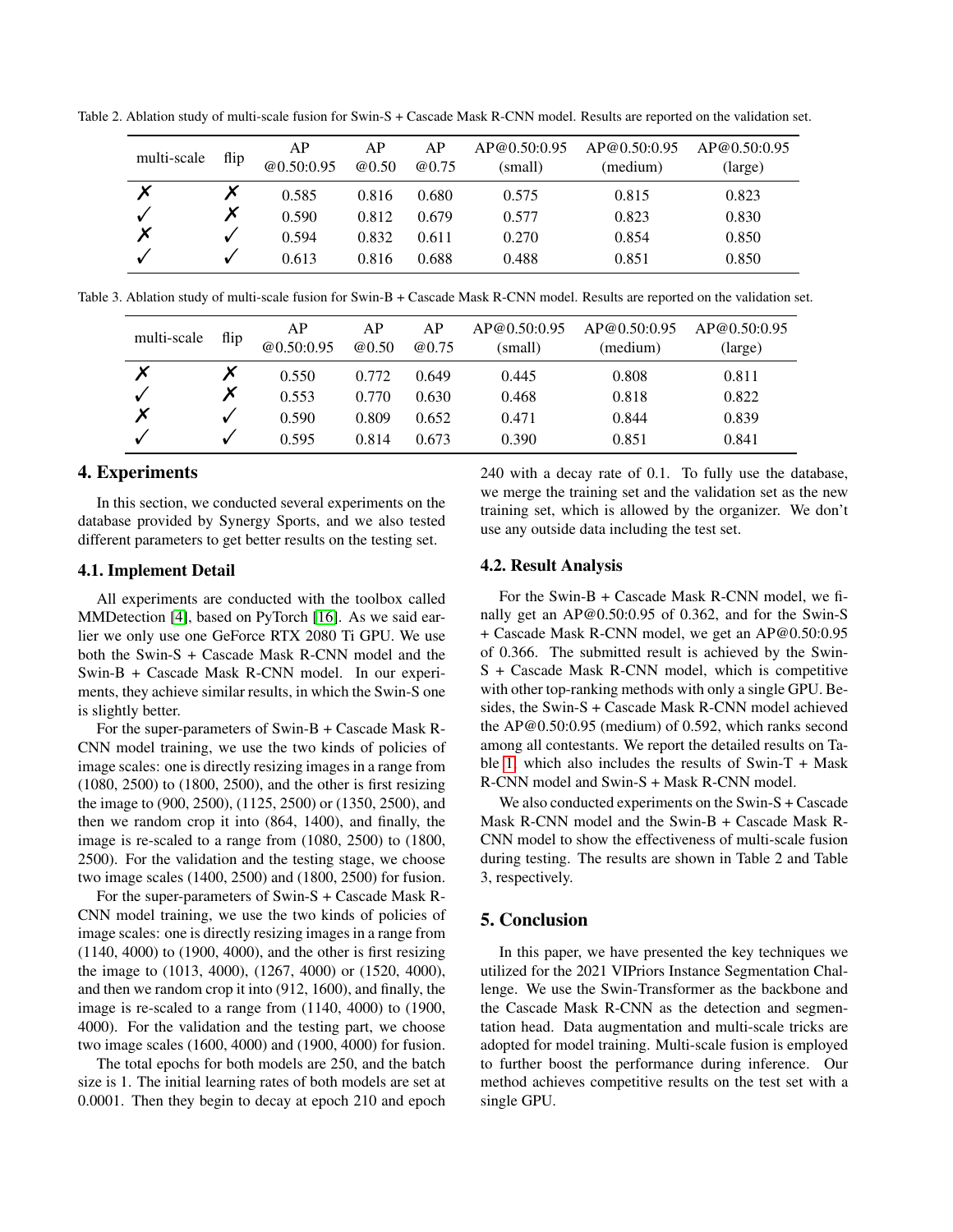Table 2. Ablation study of multi-scale fusion for Swin-S + Cascade Mask R-CNN model. Results are reported on the validation set.

| multi-scale | flip | AP @0.50:0.95 | AP @0.50 | AP @0.75 | AP@0.50:0.95 (small) | AP@0.50:0.95 (medium) | AP@0.50:0.95 (large) |
|---|---|---|---|---|---|---|---|
| ✗ | ✗ | 0.585 | 0.816 | 0.680 | 0.575 | 0.815 | 0.823 |
| ✓ | ✗ | 0.590 | 0.812 | 0.679 | 0.577 | 0.823 | 0.830 |
| ✗ | ✓ | 0.594 | 0.832 | 0.611 | 0.270 | 0.854 | 0.850 |
| ✓ | ✓ | 0.613 | 0.816 | 0.688 | 0.488 | 0.851 | 0.850 |

Table 3. Ablation study of multi-scale fusion for Swin-B + Cascade Mask R-CNN model. Results are reported on the validation set.

| multi-scale | flip | AP @0.50:0.95 | AP @0.50 | AP @0.75 | AP@0.50:0.95 (small) | AP@0.50:0.95 (medium) | AP@0.50:0.95 (large) |
|---|---|---|---|---|---|---|---|
| ✗ | ✗ | 0.550 | 0.772 | 0.649 | 0.445 | 0.808 | 0.811 |
| ✓ | ✗ | 0.553 | 0.770 | 0.630 | 0.468 | 0.818 | 0.822 |
| ✗ | ✓ | 0.590 | 0.809 | 0.652 | 0.471 | 0.844 | 0.839 |
| ✓ | ✓ | 0.595 | 0.814 | 0.673 | 0.390 | 0.851 | 0.841 |

# 4. Experiments

In this section, we conducted several experiments on the database provided by Synergy Sports, and we also tested different parameters to get better results on the testing set.

## 4.1. Implement Detail

All experiments are conducted with the toolbox called MMDetection [4], based on PyTorch [16]. As we said earlier we only use one GeForce RTX 2080 Ti GPU. We use both the Swin-S + Cascade Mask R-CNN model and the Swin-B + Cascade Mask R-CNN model. In our experiments, they achieve similar results, in which the Swin-S one is slightly better.

For the super-parameters of Swin-B + Cascade Mask R-CNN model training, we use the two kinds of policies of image scales: one is directly resizing images in a range from (1080, 2500) to (1800, 2500), and the other is first resizing the image to (900, 2500), (1125, 2500) or (1350, 2500), and then we random crop it into (864, 1400), and finally, the image is re-scaled to a range from (1080, 2500) to (1800, 2500). For the validation and the testing stage, we choose two image scales (1400, 2500) and (1800, 2500) for fusion.

For the super-parameters of Swin-S + Cascade Mask R-CNN model training, we use the two kinds of policies of image scales: one is directly resizing images in a range from (1140, 4000) to (1900, 4000), and the other is first resizing the image to (1013, 4000), (1267, 4000) or (1520, 4000), and then we random crop it into (912, 1600), and finally, the image is re-scaled to a range from (1140, 4000) to (1900, 4000). For the validation and the testing part, we choose two image scales (1600, 4000) and (1900, 4000) for fusion.

The total epochs for both models are 250, and the batch size is 1. The initial learning rates of both models are set at 0.0001. Then they begin to decay at epoch 210 and epoch 240 with a decay rate of 0.1. To fully use the database, we merge the training set and the validation set as the new training set, which is allowed by the organizer. We don't use any outside data including the test set.

## 4.2. Result Analysis

For the Swin-B + Cascade Mask R-CNN model, we finally get an AP@0.50:0.95 of 0.362, and for the Swin-S + Cascade Mask R-CNN model, we get an AP@0.50:0.95 of 0.366. The submitted result is achieved by the Swin-S + Cascade Mask R-CNN model, which is competitive with other top-ranking methods with only a single GPU. Besides, the Swin-S + Cascade Mask R-CNN model achieved the AP@0.50:0.95 (medium) of 0.592, which ranks second among all contestants. We report the detailed results on Table 1, which also includes the results of Swin-T + Mask R-CNN model and Swin-S + Mask R-CNN model.

We also conducted experiments on the Swin-S + Cascade Mask R-CNN model and the Swin-B + Cascade Mask R-CNN model to show the effectiveness of multi-scale fusion during testing. The results are shown in Table 2 and Table 3, respectively.

# 5. Conclusion

In this paper, we have presented the key techniques we utilized for the 2021 VIPriors Instance Segmentation Challenge. We use the Swin-Transformer as the backbone and the Cascade Mask R-CNN as the detection and segmentation head. Data augmentation and multi-scale tricks are adopted for model training. Multi-scale fusion is employed to further boost the performance during inference. Our method achieves competitive results on the test set with a single GPU.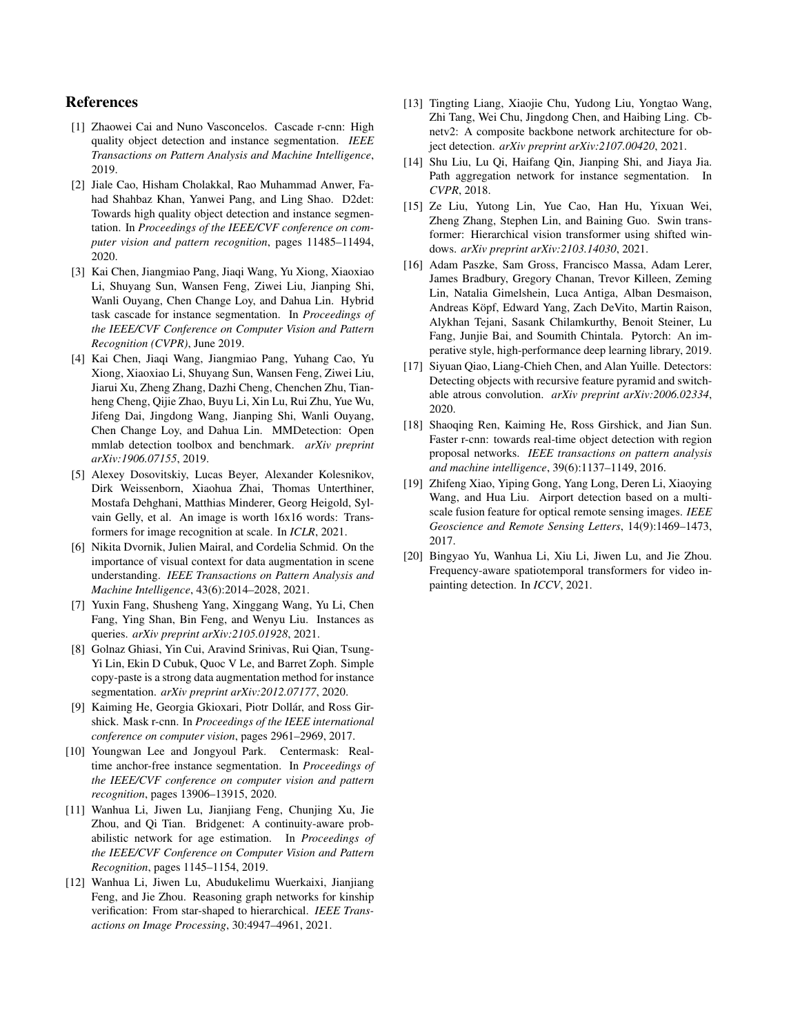## References

[1] Zhaowei Cai and Nuno Vasconcelos. Cascade r-cnn: High quality object detection and instance segmentation. *IEEE Transactions on Pattern Analysis and Machine Intelligence*, 2019.

[2] Jiale Cao, Hisham Cholakkal, Rao Muhammad Anwer, Fahad Shahbaz Khan, Yanwei Pang, and Ling Shao. D2det: Towards high quality object detection and instance segmentation. In *Proceedings of the IEEE/CVF conference on computer vision and pattern recognition*, pages 11485–11494, 2020.

[3] Kai Chen, Jiangmiao Pang, Jiaqi Wang, Yu Xiong, Xiaoxiao Li, Shuyang Sun, Wansen Feng, Ziwei Liu, Jianping Shi, Wanli Ouyang, Chen Change Loy, and Dahua Lin. Hybrid task cascade for instance segmentation. In *Proceedings of the IEEE/CVF Conference on Computer Vision and Pattern Recognition (CVPR)*, June 2019.

[4] Kai Chen, Jiaqi Wang, Jiangmiao Pang, Yuhang Cao, Yu Xiong, Xiaoxiao Li, Shuyang Sun, Wansen Feng, Ziwei Liu, Jiarui Xu, Zheng Zhang, Dazhi Cheng, Chenchen Zhu, Tianheng Cheng, Qijie Zhao, Buyu Li, Xin Lu, Rui Zhu, Yue Wu, Jifeng Dai, Jingdong Wang, Jianping Shi, Wanli Ouyang, Chen Change Loy, and Dahua Lin. MMDetection: Open mmlab detection toolbox and benchmark. *arXiv preprint arXiv:1906.07155*, 2019.

[5] Alexey Dosovitskiy, Lucas Beyer, Alexander Kolesnikov, Dirk Weissenborn, Xiaohua Zhai, Thomas Unterthiner, Mostafa Dehghani, Matthias Minderer, Georg Heigold, Sylvain Gelly, et al. An image is worth 16x16 words: Transformers for image recognition at scale. In *ICLR*, 2021.

[6] Nikita Dvornik, Julien Mairal, and Cordelia Schmid. On the importance of visual context for data augmentation in scene understanding. *IEEE Transactions on Pattern Analysis and Machine Intelligence*, 43(6):2014–2028, 2021.

[7] Yuxin Fang, Shusheng Yang, Xinggang Wang, Yu Li, Chen Fang, Ying Shan, Bin Feng, and Wenyu Liu. Instances as queries. *arXiv preprint arXiv:2105.01928*, 2021.

[8] Golnaz Ghiasi, Yin Cui, Aravind Srinivas, Rui Qian, Tsung-Yi Lin, Ekin D Cubuk, Quoc V Le, and Barret Zoph. Simple copy-paste is a strong data augmentation method for instance segmentation. *arXiv preprint arXiv:2012.07177*, 2020.

[9] Kaiming He, Georgia Gkioxari, Piotr Dollár, and Ross Girshick. Mask r-cnn. In *Proceedings of the IEEE international conference on computer vision*, pages 2961–2969, 2017.

[10] Youngwan Lee and Jongyoul Park. Centermask: Real-time anchor-free instance segmentation. In *Proceedings of the IEEE/CVF conference on computer vision and pattern recognition*, pages 13906–13915, 2020.

[11] Wanhua Li, Jiwen Lu, Jianjiang Feng, Chunjing Xu, Jie Zhou, and Qi Tian. Bridgenet: A continuity-aware probabilistic network for age estimation. In *Proceedings of the IEEE/CVF Conference on Computer Vision and Pattern Recognition*, pages 1145–1154, 2019.

[12] Wanhua Li, Jiwen Lu, Abudukelimu Wuerkaixi, Jianjiang Feng, and Jie Zhou. Reasoning graph networks for kinship verification: From star-shaped to hierarchical. *IEEE Transactions on Image Processing*, 30:4947–4961, 2021.

[13] Tingting Liang, Xiaojie Chu, Yudong Liu, Yongtao Wang, Zhi Tang, Wei Chu, Jingdong Chen, and Haibing Ling. Cbnetv2: A composite backbone network architecture for object detection. *arXiv preprint arXiv:2107.00420*, 2021.

[14] Shu Liu, Lu Qi, Haifang Qin, Jianping Shi, and Jiaya Jia. Path aggregation network for instance segmentation. In *CVPR*, 2018.

[15] Ze Liu, Yutong Lin, Yue Cao, Han Hu, Yixuan Wei, Zheng Zhang, Stephen Lin, and Baining Guo. Swin transformer: Hierarchical vision transformer using shifted windows. *arXiv preprint arXiv:2103.14030*, 2021.

[16] Adam Paszke, Sam Gross, Francisco Massa, Adam Lerer, James Bradbury, Gregory Chanan, Trevor Killeen, Zeming Lin, Natalia Gimelshein, Luca Antiga, Alban Desmaison, Andreas Köpf, Edward Yang, Zach DeVito, Martin Raison, Alykhan Tejani, Sasank Chilamkurthy, Benoit Steiner, Lu Fang, Junjie Bai, and Soumith Chintala. Pytorch: An imperative style, high-performance deep learning library, 2019.

[17] Siyuan Qiao, Liang-Chieh Chen, and Alan Yuille. Detectors: Detecting objects with recursive feature pyramid and switchable atrous convolution. *arXiv preprint arXiv:2006.02334*, 2020.

[18] Shaoqing Ren, Kaiming He, Ross Girshick, and Jian Sun. Faster r-cnn: towards real-time object detection with region proposal networks. *IEEE transactions on pattern analysis and machine intelligence*, 39(6):1137–1149, 2016.

[19] Zhifeng Xiao, Yiping Gong, Yang Long, Deren Li, Xiaoying Wang, and Hua Liu. Airport detection based on a multiscale fusion feature for optical remote sensing images. *IEEE Geoscience and Remote Sensing Letters*, 14(9):1469–1473, 2017.

[20] Bingyao Yu, Wanhua Li, Xiu Li, Jiwen Lu, and Jie Zhou. Frequency-aware spatiotemporal transformers for video inpainting detection. In *ICCV*, 2021.